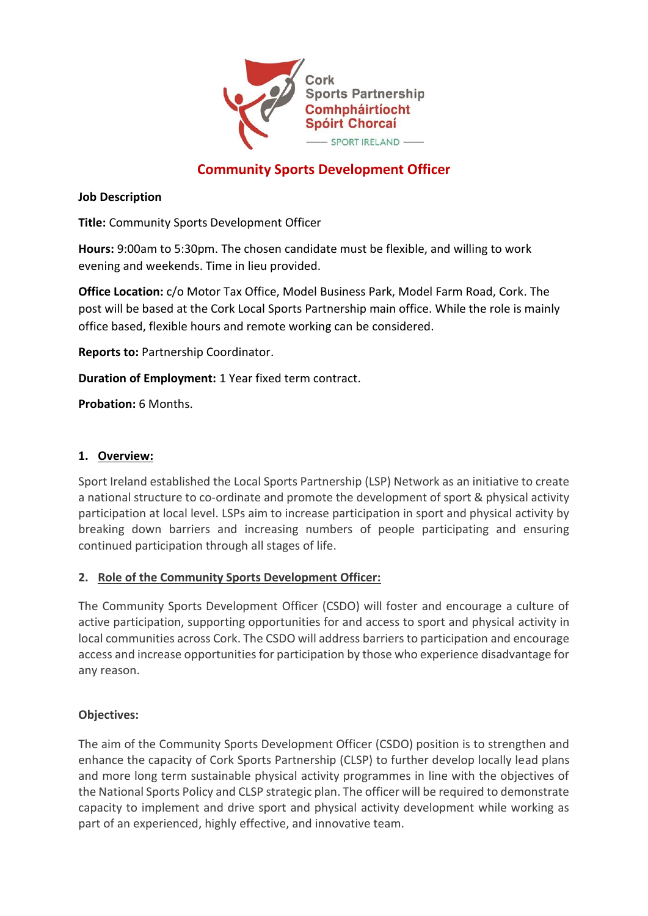Cork
Sports Partnership
Comhpháirtíocht
Spóirt Chorcaí
SPORT IRELAND

# Community Sports Development Officer

**Job Description**

**Title:** Community Sports Development Officer

**Hours:** 9:00am to 5:30pm. The chosen candidate must be flexible, and willing to work evening and weekends. Time in lieu provided.

**Office Location:** c/o Motor Tax Office, Model Business Park, Model Farm Road, Cork. The post will be based at the Cork Local Sports Partnership main office. While the role is mainly office based, flexible hours and remote working can be considered.

**Reports to:** Partnership Coordinator.

**Duration of Employment:** 1 Year fixed term contract.

**Probation:** 6 Months.

## 1. Overview:

Sport Ireland established the Local Sports Partnership (LSP) Network as an initiative to create a national structure to co-ordinate and promote the development of sport & physical activity participation at local level. LSPs aim to increase participation in sport and physical activity by breaking down barriers and increasing numbers of people participating and ensuring continued participation through all stages of life.

## 2. Role of the Community Sports Development Officer:

The Community Sports Development Officer (CSDO) will foster and encourage a culture of active participation, supporting opportunities for and access to sport and physical activity in local communities across Cork. The CSDO will address barriers to participation and encourage access and increase opportunities for participation by those who experience disadvantage for any reason.

**Objectives:**

The aim of the Community Sports Development Officer (CSDO) position is to strengthen and enhance the capacity of Cork Sports Partnership (CLSP) to further develop locally lead plans and more long term sustainable physical activity programmes in line with the objectives of the National Sports Policy and CLSP strategic plan. The officer will be required to demonstrate capacity to implement and drive sport and physical activity development while working as part of an experienced, highly effective, and innovative team.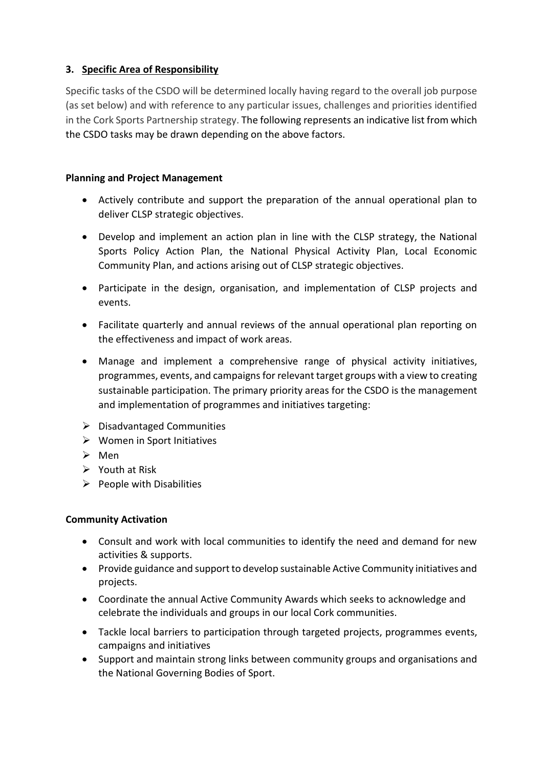## 3. Specific Area of Responsibility

Specific tasks of the CSDO will be determined locally having regard to the overall job purpose (as set below) and with reference to any particular issues, challenges and priorities identified in the Cork Sports Partnership strategy. The following represents an indicative list from which the CSDO tasks may be drawn depending on the above factors.

**Planning and Project Management**

- Actively contribute and support the preparation of the annual operational plan to deliver CLSP strategic objectives.
- Develop and implement an action plan in line with the CLSP strategy, the National Sports Policy Action Plan, the National Physical Activity Plan, Local Economic Community Plan, and actions arising out of CLSP strategic objectives.
- Participate in the design, organisation, and implementation of CLSP projects and events.
- Facilitate quarterly and annual reviews of the annual operational plan reporting on the effectiveness and impact of work areas.
- Manage and implement a comprehensive range of physical activity initiatives, programmes, events, and campaigns for relevant target groups with a view to creating sustainable participation. The primary priority areas for the CSDO is the management and implementation of programmes and initiatives targeting:
  - Disadvantaged Communities
  - Women in Sport Initiatives
  - Men
  - Youth at Risk
  - People with Disabilities

**Community Activation**

- Consult and work with local communities to identify the need and demand for new activities & supports.
- Provide guidance and support to develop sustainable Active Community initiatives and projects.
- Coordinate the annual Active Community Awards which seeks to acknowledge and celebrate the individuals and groups in our local Cork communities.
- Tackle local barriers to participation through targeted projects, programmes events, campaigns and initiatives
- Support and maintain strong links between community groups and organisations and the National Governing Bodies of Sport.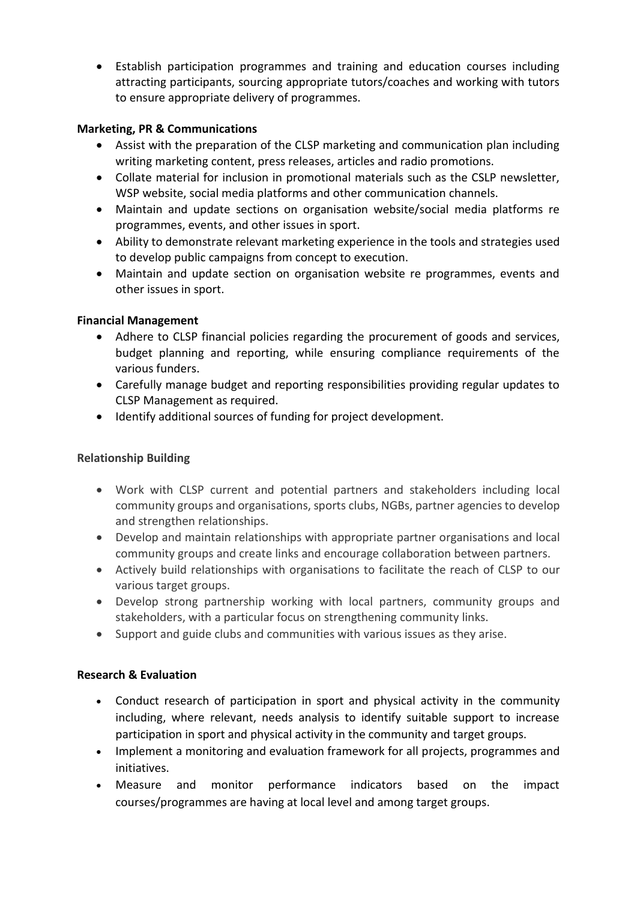- Establish participation programmes and training and education courses including attracting participants, sourcing appropriate tutors/coaches and working with tutors to ensure appropriate delivery of programmes.

**Marketing, PR & Communications**

- Assist with the preparation of the CLSP marketing and communication plan including writing marketing content, press releases, articles and radio promotions.
- Collate material for inclusion in promotional materials such as the CSLP newsletter, WSP website, social media platforms and other communication channels.
- Maintain and update sections on organisation website/social media platforms re programmes, events, and other issues in sport.
- Ability to demonstrate relevant marketing experience in the tools and strategies used to develop public campaigns from concept to execution.
- Maintain and update section on organisation website re programmes, events and other issues in sport.

**Financial Management**

- Adhere to CLSP financial policies regarding the procurement of goods and services, budget planning and reporting, while ensuring compliance requirements of the various funders.
- Carefully manage budget and reporting responsibilities providing regular updates to CLSP Management as required.
- Identify additional sources of funding for project development.

**Relationship Building**

- Work with CLSP current and potential partners and stakeholders including local community groups and organisations, sports clubs, NGBs, partner agencies to develop and strengthen relationships.
- Develop and maintain relationships with appropriate partner organisations and local community groups and create links and encourage collaboration between partners.
- Actively build relationships with organisations to facilitate the reach of CLSP to our various target groups.
- Develop strong partnership working with local partners, community groups and stakeholders, with a particular focus on strengthening community links.
- Support and guide clubs and communities with various issues as they arise.

**Research & Evaluation**

- Conduct research of participation in sport and physical activity in the community including, where relevant, needs analysis to identify suitable support to increase participation in sport and physical activity in the community and target groups.
- Implement a monitoring and evaluation framework for all projects, programmes and initiatives.
- Measure and monitor performance indicators based on the impact courses/programmes are having at local level and among target groups.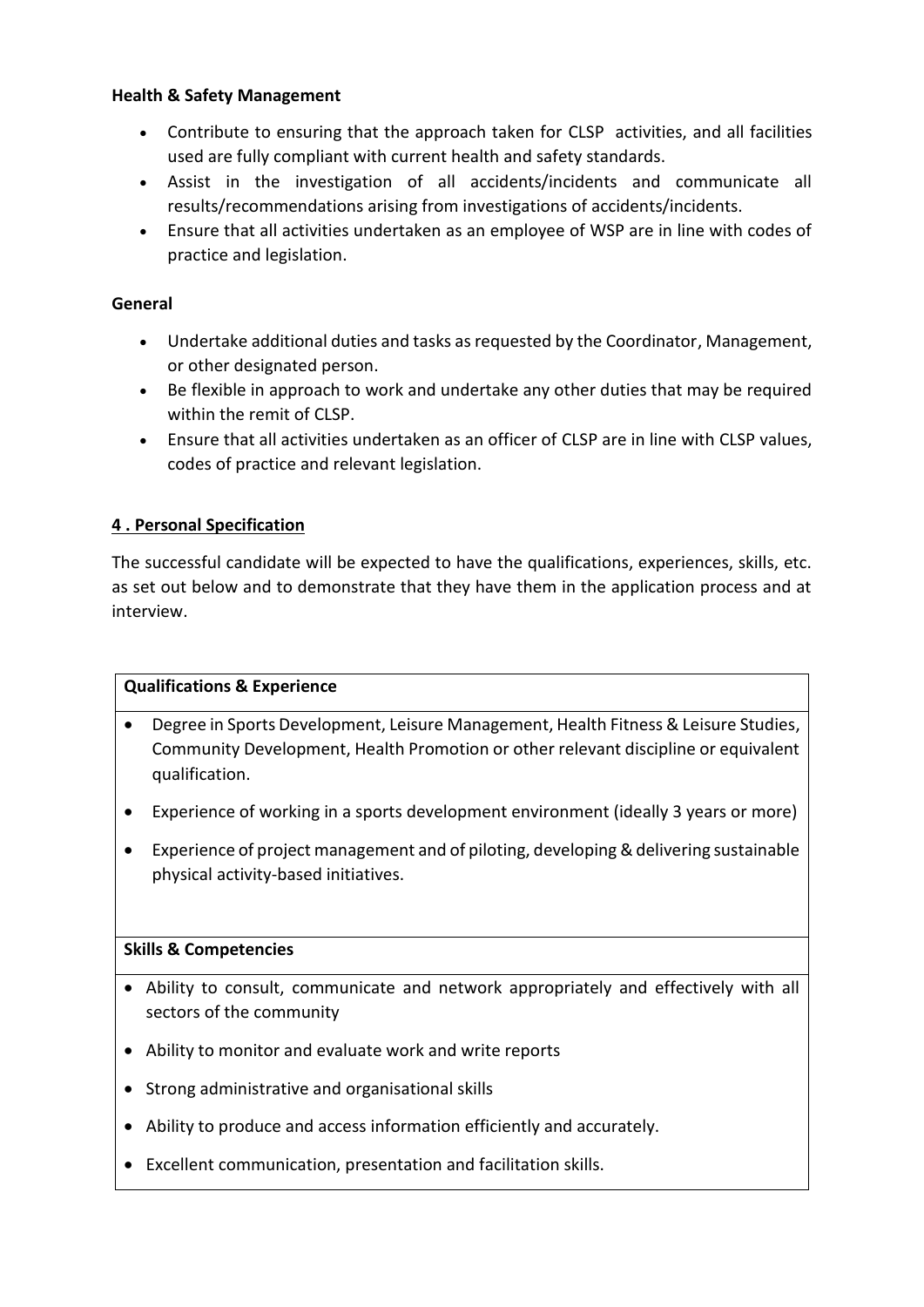**Health & Safety Management**

- Contribute to ensuring that the approach taken for CLSP activities, and all facilities used are fully compliant with current health and safety standards.
- Assist in the investigation of all accidents/incidents and communicate all results/recommendations arising from investigations of accidents/incidents.
- Ensure that all activities undertaken as an employee of WSP are in line with codes of practice and legislation.

**General**

- Undertake additional duties and tasks as requested by the Coordinator, Management, or other designated person.
- Be flexible in approach to work and undertake any other duties that may be required within the remit of CLSP.
- Ensure that all activities undertaken as an officer of CLSP are in line with CLSP values, codes of practice and relevant legislation.

## 4 . Personal Specification

The successful candidate will be expected to have the qualifications, experiences, skills, etc. as set out below and to demonstrate that they have them in the application process and at interview.

| **Qualifications & Experience** |
|---|
| • Degree in Sports Development, Leisure Management, Health Fitness & Leisure Studies, Community Development, Health Promotion or other relevant discipline or equivalent qualification.<br>• Experience of working in a sports development environment (ideally 3 years or more)<br>• Experience of project management and of piloting, developing & delivering sustainable physical activity-based initiatives. |
| **Skills & Competencies** |
| • Ability to consult, communicate and network appropriately and effectively with all sectors of the community<br>• Ability to monitor and evaluate work and write reports<br>• Strong administrative and organisational skills<br>• Ability to produce and access information efficiently and accurately.<br>• Excellent communication, presentation and facilitation skills. |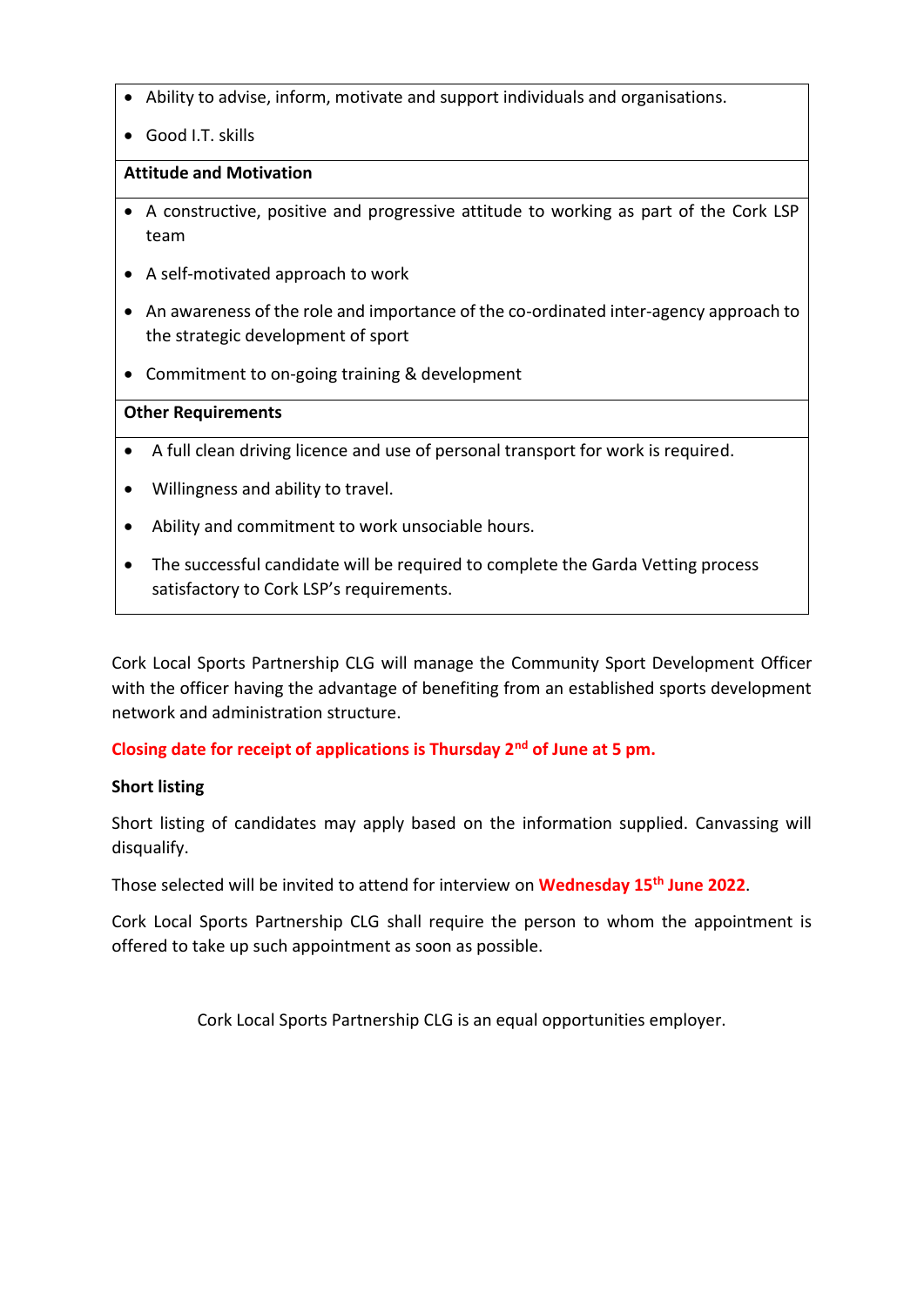- Ability to advise, inform, motivate and support individuals and organisations.
- Good I.T. skills

**Attitude and Motivation**

- A constructive, positive and progressive attitude to working as part of the Cork LSP team
- A self-motivated approach to work
- An awareness of the role and importance of the co-ordinated inter-agency approach to the strategic development of sport
- Commitment to on-going training & development

**Other Requirements**

- A full clean driving licence and use of personal transport for work is required.
- Willingness and ability to travel.
- Ability and commitment to work unsociable hours.
- The successful candidate will be required to complete the Garda Vetting process satisfactory to Cork LSP's requirements.

Cork Local Sports Partnership CLG will manage the Community Sport Development Officer with the officer having the advantage of benefiting from an established sports development network and administration structure.

**Closing date for receipt of applications is Thursday 2nd of June at 5 pm.**

**Short listing**

Short listing of candidates may apply based on the information supplied. Canvassing will disqualify.

Those selected will be invited to attend for interview on **Wednesday 15th June 2022**.

Cork Local Sports Partnership CLG shall require the person to whom the appointment is offered to take up such appointment as soon as possible.

Cork Local Sports Partnership CLG is an equal opportunities employer.